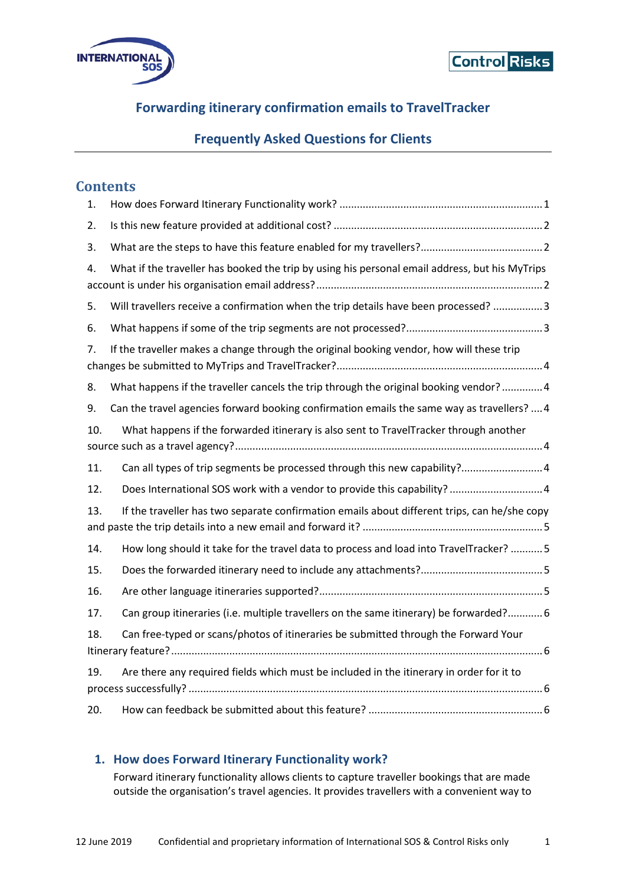# Forwarding itinerary confirmation emails to TravelTracker

## Frequently Asked Questions for Clients

## Contents

1. How does Forward Itinerary Functionality work? ..... 1
2. Is this new feature provided at additional cost? ..... 2
3. What are the steps to have this feature enabled for my travellers? ..... 2
4. What if the traveller has booked the trip by using his personal email address, but his MyTrips account is under his organisation email address? ..... 2
5. Will travellers receive a confirmation when the trip details have been processed? ..... 3
6. What happens if some of the trip segments are not processed? ..... 3
7. If the traveller makes a change through the original booking vendor, how will these trip changes be submitted to MyTrips and TravelTracker? ..... 4
8. What happens if the traveller cancels the trip through the original booking vendor? ..... 4
9. Can the travel agencies forward booking confirmation emails the same way as travellers? ..... 4
10. What happens if the forwarded itinerary is also sent to TravelTracker through another source such as a travel agency? ..... 4
11. Can all types of trip segments be processed through this new capability? ..... 4
12. Does International SOS work with a vendor to provide this capability? ..... 4
13. If the traveller has two separate confirmation emails about different trips, can he/she copy and paste the trip details into a new email and forward it? ..... 5
14. How long should it take for the travel data to process and load into TravelTracker? ..... 5
15. Does the forwarded itinerary need to include any attachments? ..... 5
16. Are other language itineraries supported? ..... 5
17. Can group itineraries (i.e. multiple travellers on the same itinerary) be forwarded? ..... 6
18. Can free-typed or scans/photos of itineraries be submitted through the Forward Your Itinerary feature? ..... 6
19. Are there any required fields which must be included in the itinerary in order for it to process successfully? ..... 6
20. How can feedback be submitted about this feature? ..... 6

### 1. How does Forward Itinerary Functionality work?

Forward itinerary functionality allows clients to capture traveller bookings that are made outside the organisation's travel agencies. It provides travellers with a convenient way to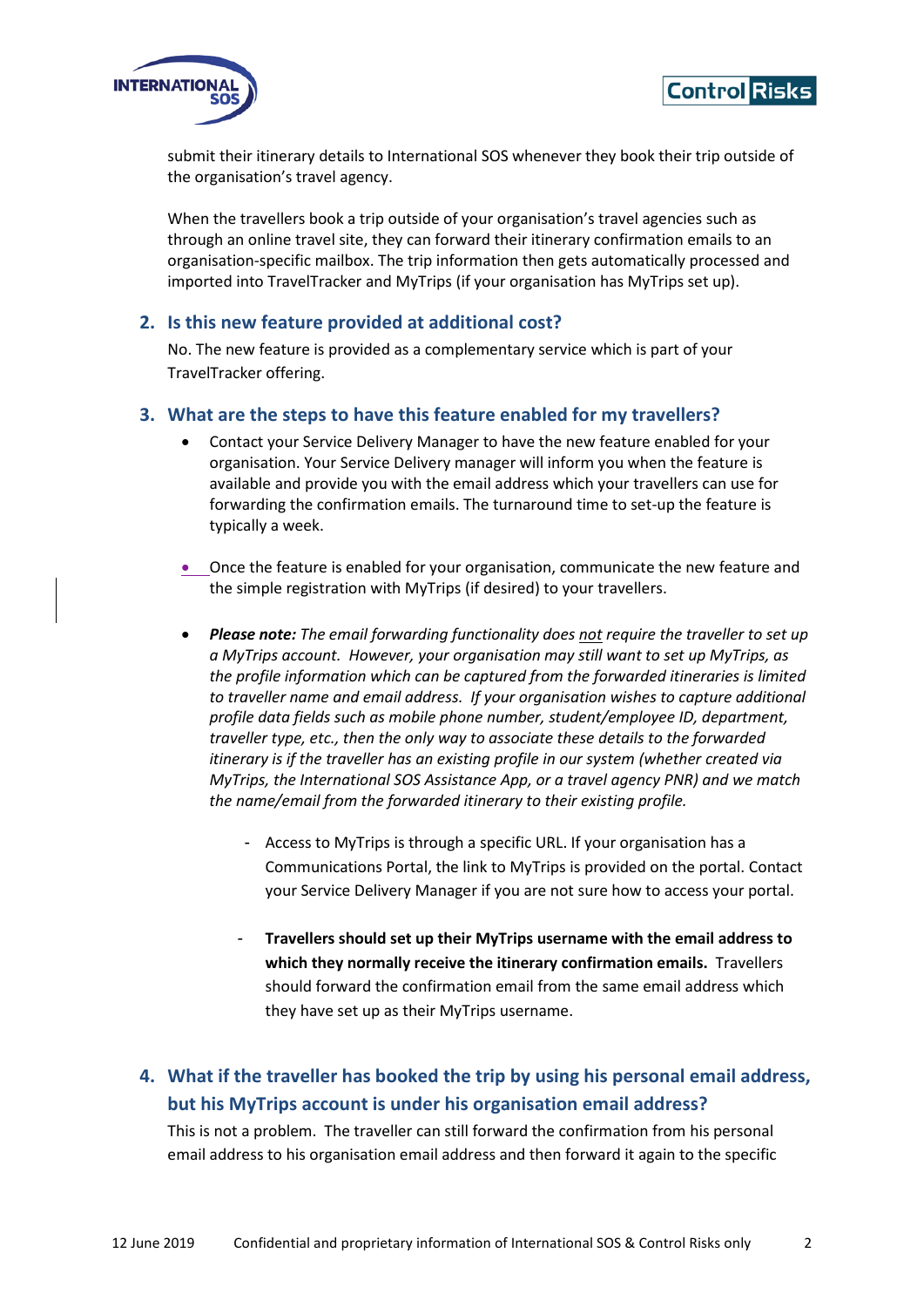submit their itinerary details to International SOS whenever they book their trip outside of the organisation's travel agency.

When the travellers book a trip outside of your organisation's travel agencies such as through an online travel site, they can forward their itinerary confirmation emails to an organisation-specific mailbox. The trip information then gets automatically processed and imported into TravelTracker and MyTrips (if your organisation has MyTrips set up).

## 2. Is this new feature provided at additional cost?

No. The new feature is provided as a complementary service which is part of your TravelTracker offering.

## 3. What are the steps to have this feature enabled for my travellers?

- Contact your Service Delivery Manager to have the new feature enabled for your organisation. Your Service Delivery manager will inform you when the feature is available and provide you with the email address which your travellers can use for forwarding the confirmation emails. The turnaround time to set-up the feature is typically a week.

- Once the feature is enabled for your organisation, communicate the new feature and the simple registration with MyTrips (if desired) to your travellers.

- ***Please note:*** *The email forwarding functionality does not require the traveller to set up a MyTrips account. However, your organisation may still want to set up MyTrips, as the profile information which can be captured from the forwarded itineraries is limited to traveller name and email address. If your organisation wishes to capture additional profile data fields such as mobile phone number, student/employee ID, department, traveller type, etc., then the only way to associate these details to the forwarded itinerary is if the traveller has an existing profile in our system (whether created via MyTrips, the International SOS Assistance App, or a travel agency PNR) and we match the name/email from the forwarded itinerary to their existing profile.*

  - Access to MyTrips is through a specific URL. If your organisation has a Communications Portal, the link to MyTrips is provided on the portal. Contact your Service Delivery Manager if you are not sure how to access your portal.

  - **Travellers should set up their MyTrips username with the email address to which they normally receive the itinerary confirmation emails.** Travellers should forward the confirmation email from the same email address which they have set up as their MyTrips username.

## 4. What if the traveller has booked the trip by using his personal email address, but his MyTrips account is under his organisation email address?

This is not a problem. The traveller can still forward the confirmation from his personal email address to his organisation email address and then forward it again to the specific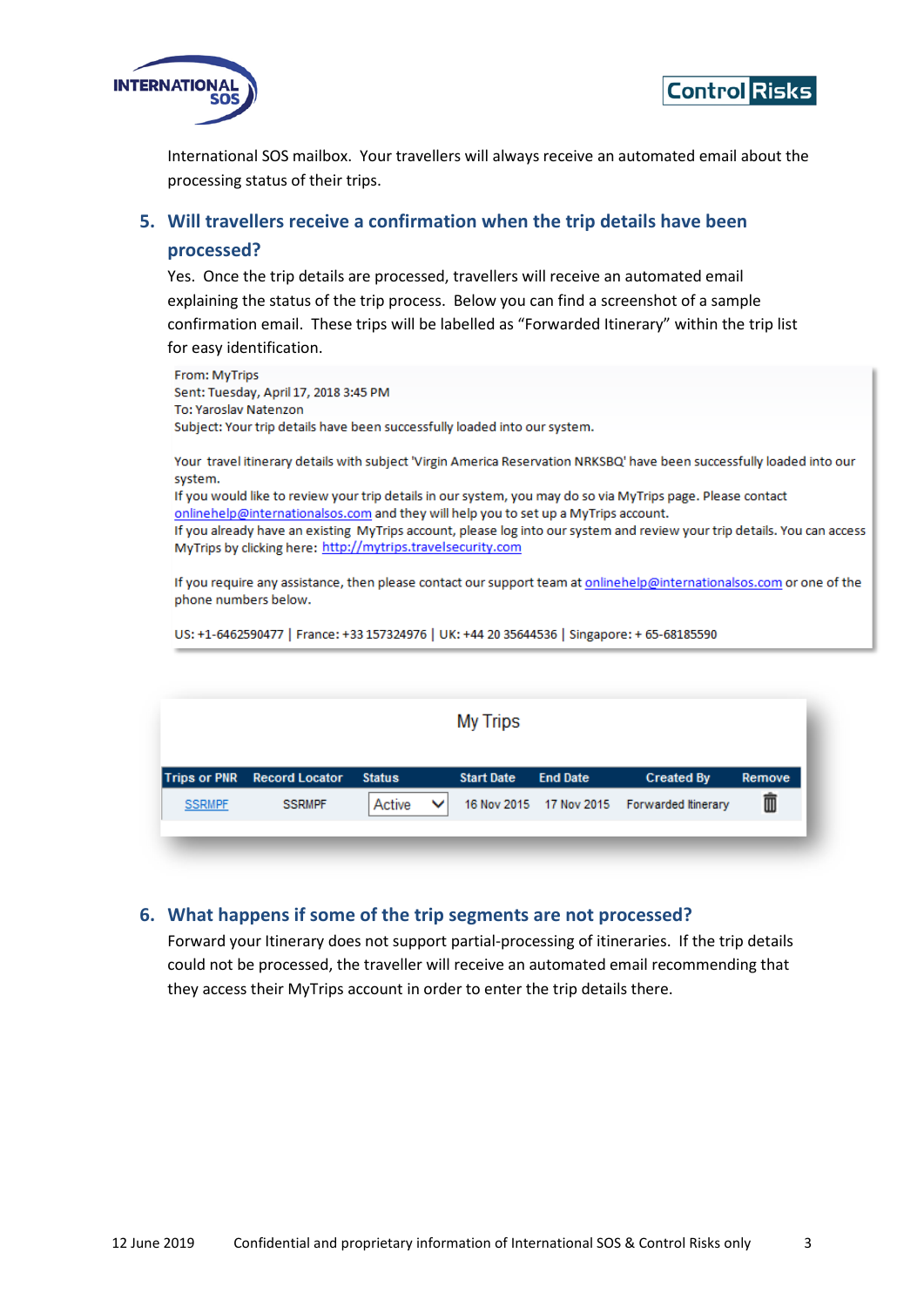International SOS mailbox. Your travellers will always receive an automated email about the processing status of their trips.

## 5. Will travellers receive a confirmation when the trip details have been processed?

Yes. Once the trip details are processed, travellers will receive an automated email explaining the status of the trip process. Below you can find a screenshot of a sample confirmation email. These trips will be labelled as "Forwarded Itinerary" within the trip list for easy identification.

From: MyTrips
Sent: Tuesday, April 17, 2018 3:45 PM
To: Yaroslav Natenzon
Subject: Your trip details have been successfully loaded into our system.

Your travel itinerary details with subject 'Virgin America Reservation NRKSBQ' have been successfully loaded into our system.
If you would like to review your trip details in our system, you may do so via MyTrips page. Please contact onlinehelp@internationalsos.com and they will help you to set up a MyTrips account.
If you already have an existing MyTrips account, please log into our system and review your trip details. You can access MyTrips by clicking here: http://mytrips.travelsecurity.com

If you require any assistance, then please contact our support team at onlinehelp@internationalsos.com or one of the phone numbers below.

US: +1-6462590477 | France: +33 157324976 | UK: +44 20 35644536 | Singapore: + 65-68185590

My Trips

| Trips or PNR | Record Locator | Status | Start Date | End Date | Created By | Remove |
|---|---|---|---|---|---|---|
| SSRMPF | SSRMPF | Active | 16 Nov 2015 | 17 Nov 2015 | Forwarded Itinerary | |

## 6. What happens if some of the trip segments are not processed?

Forward your Itinerary does not support partial-processing of itineraries. If the trip details could not be processed, the traveller will receive an automated email recommending that they access their MyTrips account in order to enter the trip details there.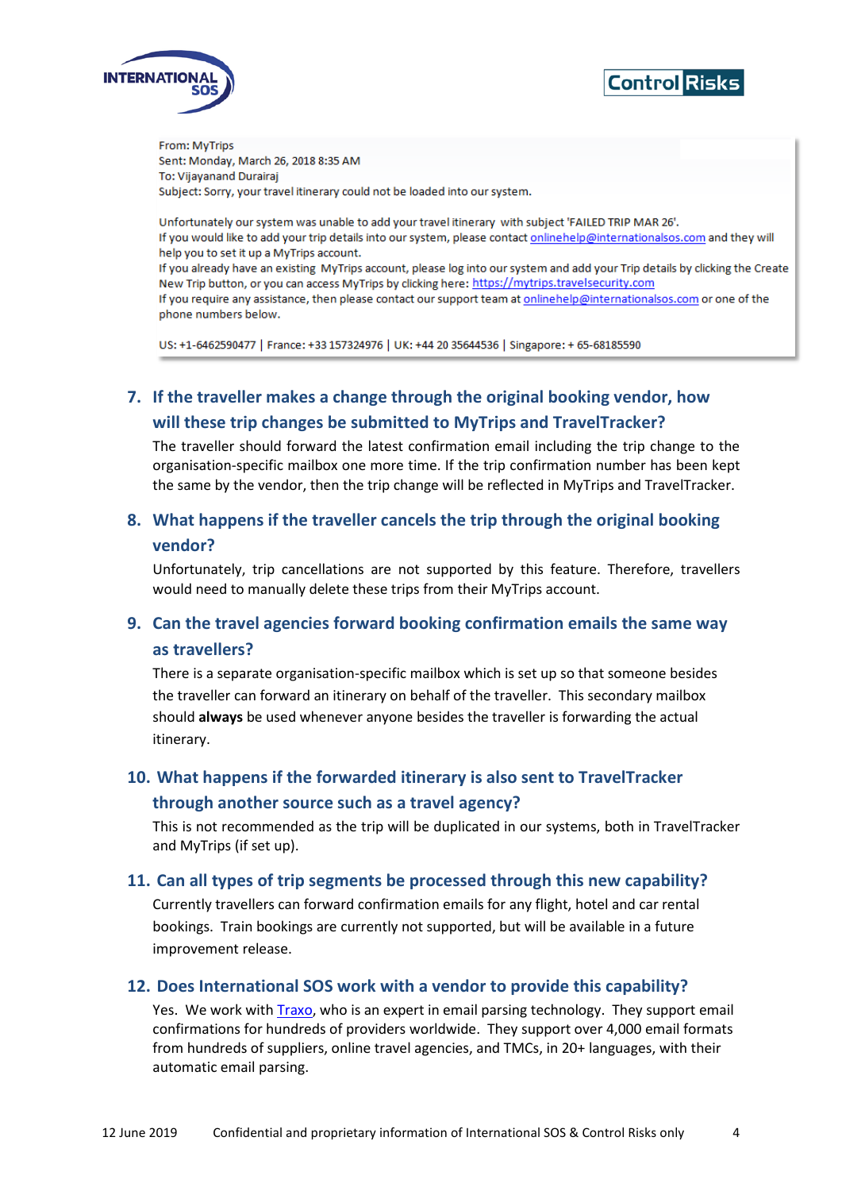From: MyTrips
Sent: Monday, March 26, 2018 8:35 AM
To: Vijayanand Durairaj
Subject: Sorry, your travel itinerary could not be loaded into our system.

Unfortunately our system was unable to add your travel itinerary with subject 'FAILED TRIP MAR 26'.
If you would like to add your trip details into our system, please contact [onlinehelp@internationalsos.com](mailto:onlinehelp@internationalsos.com) and they will help you to set it up a MyTrips account.
If you already have an existing MyTrips account, please log into our system and add your Trip details by clicking the Create New Trip button, or you can access MyTrips by clicking here: [https://mytrips.travelsecurity.com](https://mytrips.travelsecurity.com)
If you require any assistance, then please contact our support team at [onlinehelp@internationalsos.com](mailto:onlinehelp@internationalsos.com) or one of the phone numbers below.

US: +1-6462590477 | France: +33 157324976 | UK: +44 20 35644536 | Singapore: + 65-68185590

## 7. If the traveller makes a change through the original booking vendor, how will these trip changes be submitted to MyTrips and TravelTracker?

The traveller should forward the latest confirmation email including the trip change to the organisation-specific mailbox one more time. If the trip confirmation number has been kept the same by the vendor, then the trip change will be reflected in MyTrips and TravelTracker.

## 8. What happens if the traveller cancels the trip through the original booking vendor?

Unfortunately, trip cancellations are not supported by this feature. Therefore, travellers would need to manually delete these trips from their MyTrips account.

## 9. Can the travel agencies forward booking confirmation emails the same way as travellers?

There is a separate organisation-specific mailbox which is set up so that someone besides the traveller can forward an itinerary on behalf of the traveller. This secondary mailbox should **always** be used whenever anyone besides the traveller is forwarding the actual itinerary.

## 10. What happens if the forwarded itinerary is also sent to TravelTracker through another source such as a travel agency?

This is not recommended as the trip will be duplicated in our systems, both in TravelTracker and MyTrips (if set up).

## 11. Can all types of trip segments be processed through this new capability?

Currently travellers can forward confirmation emails for any flight, hotel and car rental bookings. Train bookings are currently not supported, but will be available in a future improvement release.

## 12. Does International SOS work with a vendor to provide this capability?

Yes. We work with Traxo, who is an expert in email parsing technology. They support email confirmations for hundreds of providers worldwide. They support over 4,000 email formats from hundreds of suppliers, online travel agencies, and TMCs, in 20+ languages, with their automatic email parsing.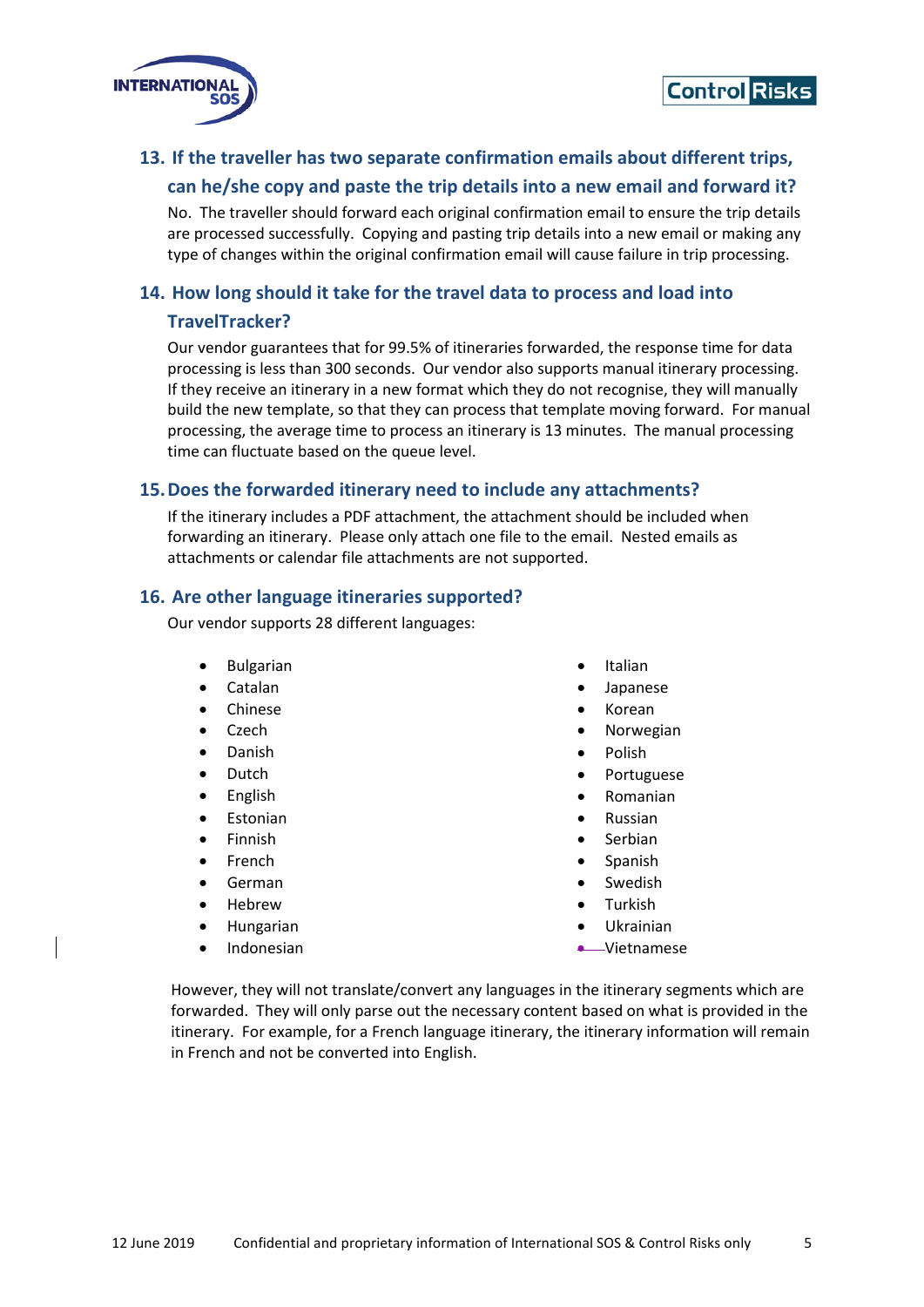## 13. If the traveller has two separate confirmation emails about different trips, can he/she copy and paste the trip details into a new email and forward it?

No. The traveller should forward each original confirmation email to ensure the trip details are processed successfully. Copying and pasting trip details into a new email or making any type of changes within the original confirmation email will cause failure in trip processing.

## 14. How long should it take for the travel data to process and load into TravelTracker?

Our vendor guarantees that for 99.5% of itineraries forwarded, the response time for data processing is less than 300 seconds. Our vendor also supports manual itinerary processing. If they receive an itinerary in a new format which they do not recognise, they will manually build the new template, so that they can process that template moving forward. For manual processing, the average time to process an itinerary is 13 minutes. The manual processing time can fluctuate based on the queue level.

## 15. Does the forwarded itinerary need to include any attachments?

If the itinerary includes a PDF attachment, the attachment should be included when forwarding an itinerary. Please only attach one file to the email. Nested emails as attachments or calendar file attachments are not supported.

## 16. Are other language itineraries supported?

Our vendor supports 28 different languages:

- Bulgarian
- Catalan
- Chinese
- Czech
- Danish
- Dutch
- English
- Estonian
- Finnish
- French
- German
- Hebrew
- Hungarian
- Indonesian
- Italian
- Japanese
- Korean
- Norwegian
- Polish
- Portuguese
- Romanian
- Russian
- Serbian
- Spanish
- Swedish
- Turkish
- Ukrainian
- Vietnamese

However, they will not translate/convert any languages in the itinerary segments which are forwarded. They will only parse out the necessary content based on what is provided in the itinerary. For example, for a French language itinerary, the itinerary information will remain in French and not be converted into English.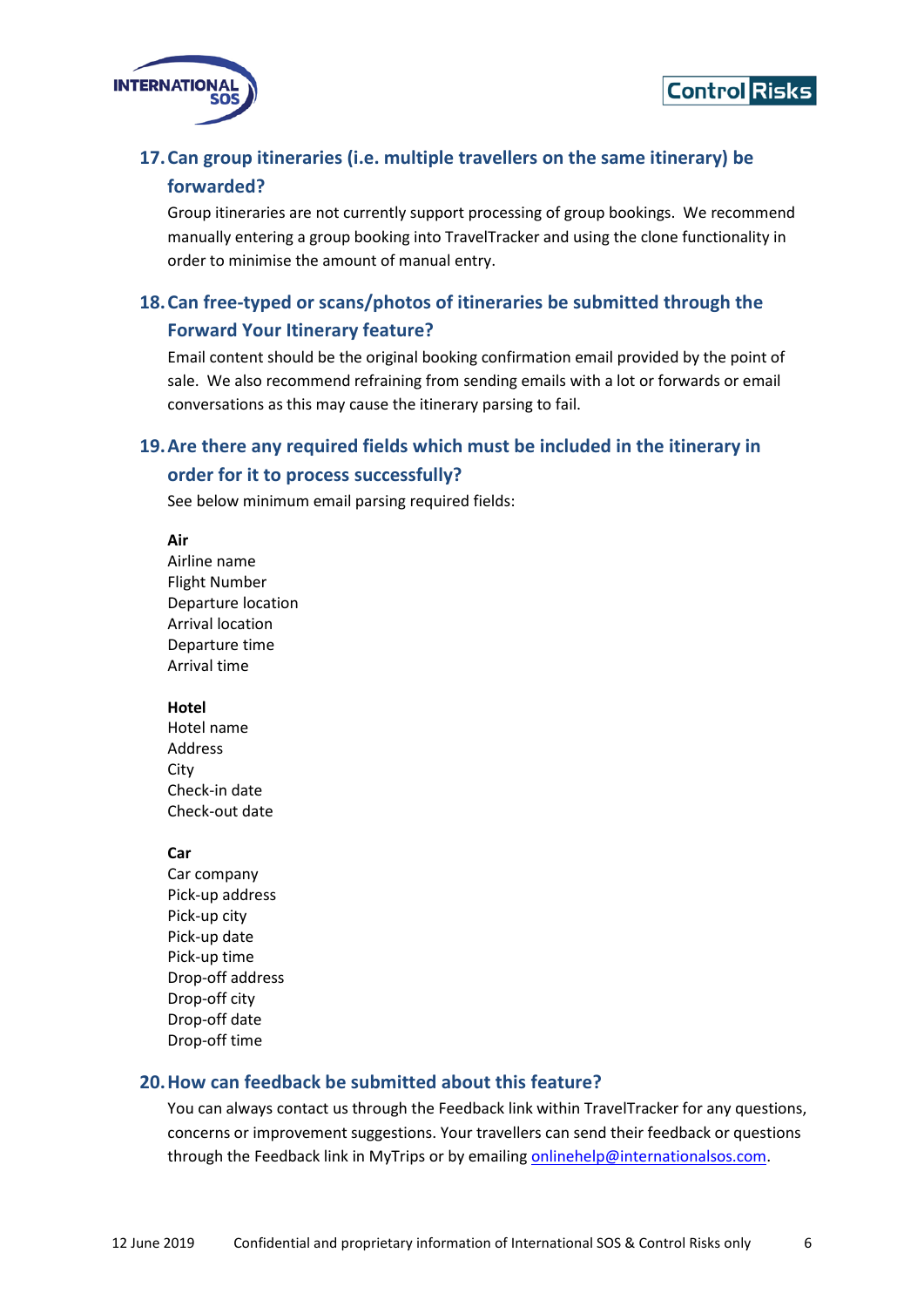## 17. Can group itineraries (i.e. multiple travellers on the same itinerary) be forwarded?

Group itineraries are not currently support processing of group bookings. We recommend manually entering a group booking into TravelTracker and using the clone functionality in order to minimise the amount of manual entry.

## 18. Can free-typed or scans/photos of itineraries be submitted through the Forward Your Itinerary feature?

Email content should be the original booking confirmation email provided by the point of sale. We also recommend refraining from sending emails with a lot or forwards or email conversations as this may cause the itinerary parsing to fail.

## 19. Are there any required fields which must be included in the itinerary in order for it to process successfully?

See below minimum email parsing required fields:

**Air**
Airline name
Flight Number
Departure location
Arrival location
Departure time
Arrival time

**Hotel**
Hotel name
Address
City
Check-in date
Check-out date

**Car**
Car company
Pick-up address
Pick-up city
Pick-up date
Pick-up time
Drop-off address
Drop-off city
Drop-off date
Drop-off time

## 20. How can feedback be submitted about this feature?

You can always contact us through the Feedback link within TravelTracker for any questions, concerns or improvement suggestions. Your travellers can send their feedback or questions through the Feedback link in MyTrips or by emailing onlinehelp@internationalsos.com.